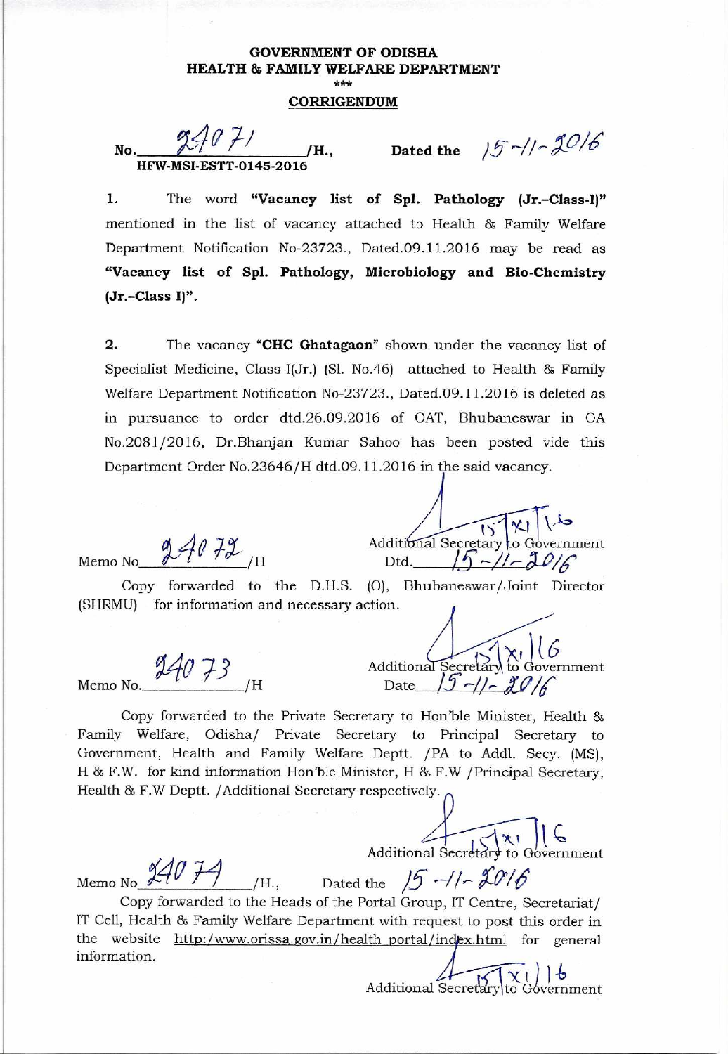**GOVERNMENT OF ODISHA**
**HEALTH & FAMILY WELFARE DEPARTMENT**

\*\*\*

**CORRIGENDUM**

No. 24071 /H., Dated the 15-11-2016
**HFW-MSI-ESTT-0145-2016**

1. The word **"Vacancy list of Spl. Pathology (Jr.–Class-I)"** mentioned in the list of vacancy attached to Health & Family Welfare Department Notification No-23723., Dated.09.11.2016 may be read as **"Vacancy list of Spl. Pathology, Microbiology and Bio-Chemistry (Jr.–Class I)".**

2. The vacancy **"CHC Ghatagaon"** shown under the vacancy list of Specialist Medicine, Class-I(Jr.) (Sl. No.46) attached to Health & Family Welfare Department Notification No-23723., Dated.09.11.2016 is deleted as in pursuance to order dtd.26.09.2016 of OAT, Bhubaneswar in OA No.2081/2016, Dr.Bhanjan Kumar Sahoo has been posted vide this Department Order No.23646/H dtd.09.11.2016 in the said vacancy.

Additional Secretary to Government
15/XI/16

Memo No 24072 /H Dtd. 15-11-2016

Copy forwarded to the D.H.S. (O), Bhubaneswar/Joint Director (SHRMU) for information and necessary action.

Additional Secretary to Government
15/XI/16

Memo No. 24073 /H Date 15-11-2016

Copy forwarded to the Private Secretary to Hon'ble Minister, Health & Family Welfare, Odisha/ Private Secretary to Principal Secretary to Government, Health and Family Welfare Deptt. /PA to Addl. Secy. (MS), H & F.W. for kind information Hon'ble Minister, H & F.W /Principal Secretary, Health & F.W Deptt. /Additional Secretary respectively.

Additional Secretary to Government
15/XI/16

Memo No 24074 /H., Dated the 15-11-2016

Copy forwarded to the Heads of the Portal Group, IT Centre, Secretariat/ IT Cell, Health & Family Welfare Department with request to post this order in the website http:/www.orissa.gov.in/health portal/index.html for general information.

Additional Secretary to Government
15/XI/16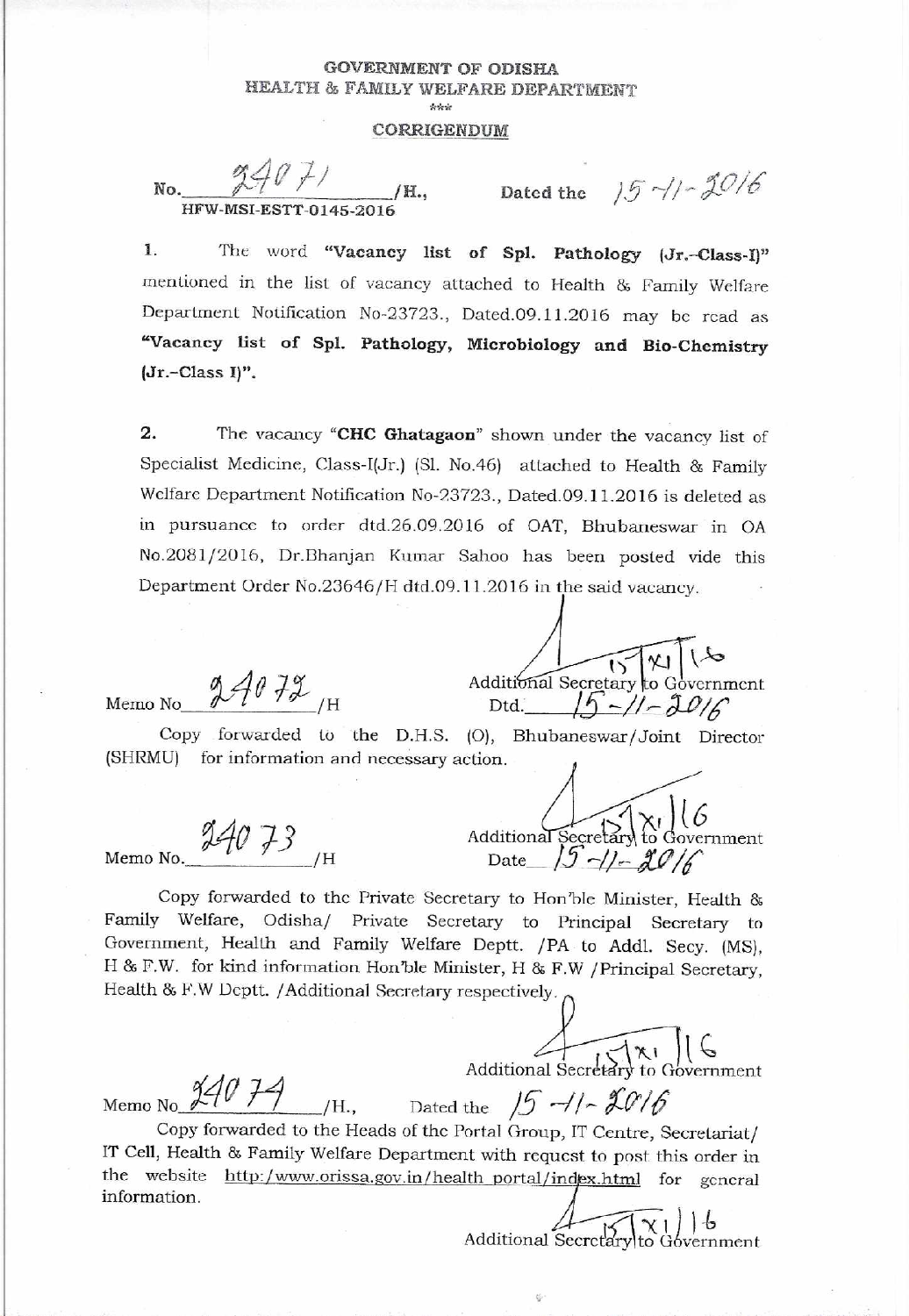GOVERNMENT OF ODISHA
HEALTH & FAMILY WELFARE DEPARTMENT
\*\*\*

**CORRIGENDUM**

No. 24071 /H., Dated the 15-11-2016
HFW-MSI-ESTT-0145-2016

1. The word **"Vacancy list of Spl. Pathology (Jr.-Class-I)"** mentioned in the list of vacancy attached to Health & Family Welfare Department Notification No-23723., Dated.09.11.2016 may be read as **"Vacancy list of Spl. Pathology, Microbiology and Bio-Chemistry (Jr.-Class I)"**.

2. The vacancy **"CHC Ghatagaon"** shown under the vacancy list of Specialist Medicine, Class-I(Jr.) (Sl. No.46) attached to Health & Family Welfare Department Notification No-23723., Dated.09.11.2016 is deleted as in pursuance to order dtd.26.09.2016 of OAT, Bhubaneswar in OA No.2081/2016, Dr.Bhanjan Kumar Sahoo has been posted vide this Department Order No.23646/H dtd.09.11.2016 in the said vacancy.

Additional Secretary to Government
15/XI/16

Memo No 24072 /H Dtd. 15-11-2016

Copy forwarded to the D.H.S. (O), Bhubaneswar/Joint Director (SHRMU) for information and necessary action.

Additional Secretary to Government
15/XI/16

Memo No. 24073 /H Date 15-11-2016

Copy forwarded to the Private Secretary to Hon'ble Minister, Health & Family Welfare, Odisha/ Private Secretary to Principal Secretary to Government, Health and Family Welfare Deptt. /PA to Addl. Secy. (MS), H & F.W. for kind information Hon'ble Minister, H & F.W /Principal Secretary, Health & F.W Deptt. /Additional Secretary respectively.

Additional Secretary to Government
15/XI/16

Memo No 24074 /H., Dated the 15-11-2016

Copy forwarded to the Heads of the Portal Group, IT Centre, Secretariat/ IT Cell, Health & Family Welfare Department with request to post this order in the website http:/www.orissa.gov.in/health portal/index.html for general information.

Additional Secretary to Government
15/XI/16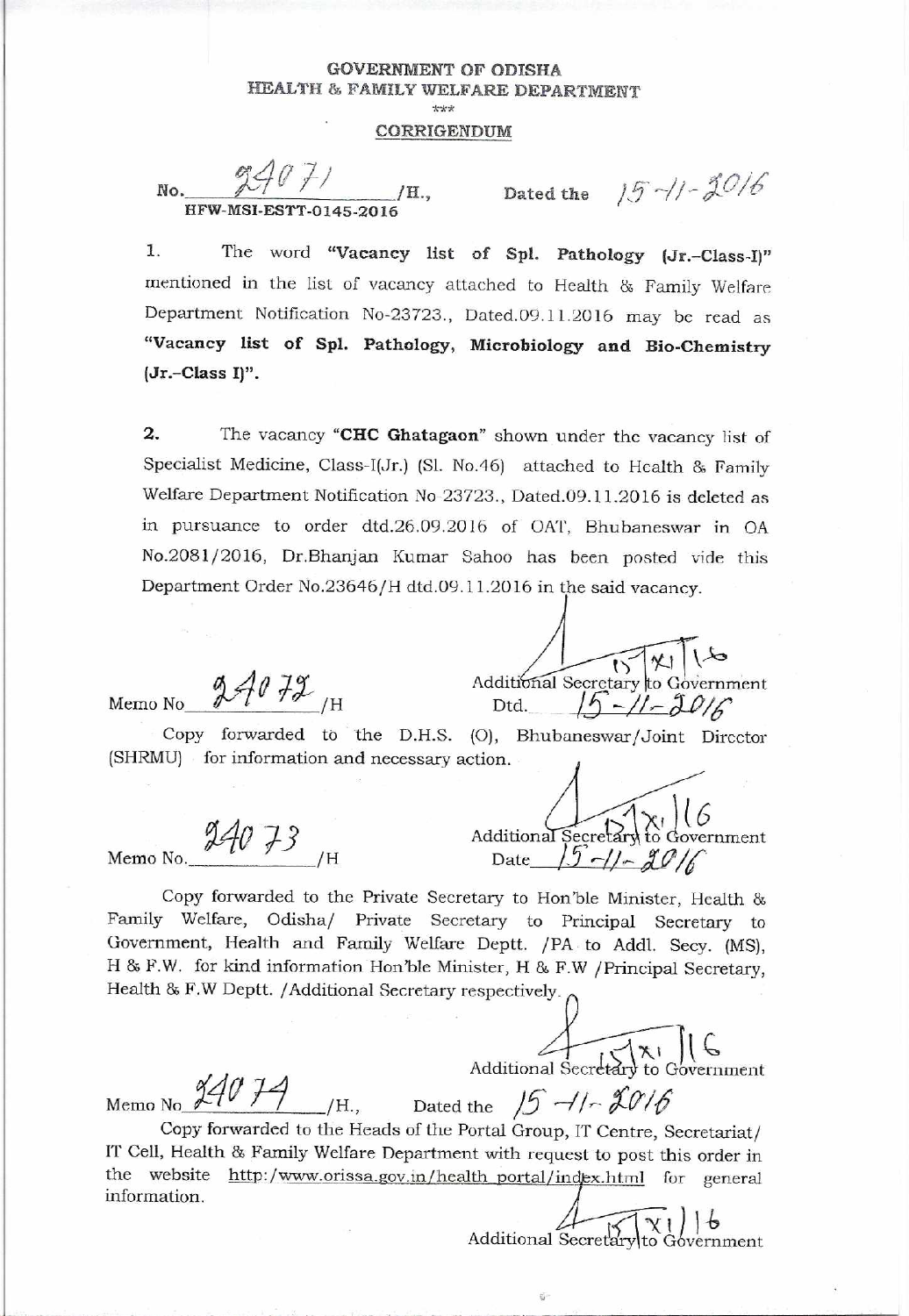GOVERNMENT OF ODISHA
HEALTH & FAMILY WELFARE DEPARTMENT

\*\*\*

**CORRIGENDUM**

No. 24071 /H., Dated the 15-11-2016
HFW-MSI-ESTT-0145-2016

1. The word **"Vacancy list of Spl. Pathology (Jr.-Class-I)"** mentioned in the list of vacancy attached to Health & Family Welfare Department Notification No-23723., Dated.09.11.2016 may be read as **"Vacancy list of Spl. Pathology, Microbiology and Bio-Chemistry (Jr.-Class I)"**.

2. The vacancy **"CHC Ghatagaon"** shown under the vacancy list of Specialist Medicine, Class-I(Jr.) (Sl. No.46) attached to Health & Family Welfare Department Notification No 23723., Dated.09.11.2016 is deleted as in pursuance to order dtd.26.09.2016 of OAT, Bhubaneswar in OA No.2081/2016, Dr.Bhanjan Kumar Sahoo has been posted vide this Department Order No.23646/H dtd.09.11.2016 in the said vacancy.

Additional Secretary to Government
Dtd. 15-11-2016

Memo No 24072 /H

Copy forwarded to the D.H.S. (O), Bhubaneswar/Joint Director (SHRMU) for information and necessary action.

Additional Secretary to Government
Date 15-11-2016

Memo No. 24073 /H

Copy forwarded to the Private Secretary to Hon'ble Minister, Health & Family Welfare, Odisha/ Private Secretary to Principal Secretary to Government, Health and Family Welfare Deptt. /PA to Addl. Secy. (MS), H & F.W. for kind information Hon'ble Minister, H & F.W /Principal Secretary, Health & F.W Deptt. /Additional Secretary respectively.

Additional Secretary to Government

Memo No 24074 /H., Dated the 15-11-2016

Copy forwarded to the Heads of the Portal Group, IT Centre, Secretariat/ IT Cell, Health & Family Welfare Department with request to post this order in the website http:/www.orissa.gov.in/health portal/index.html for general information.

Additional Secretary to Government